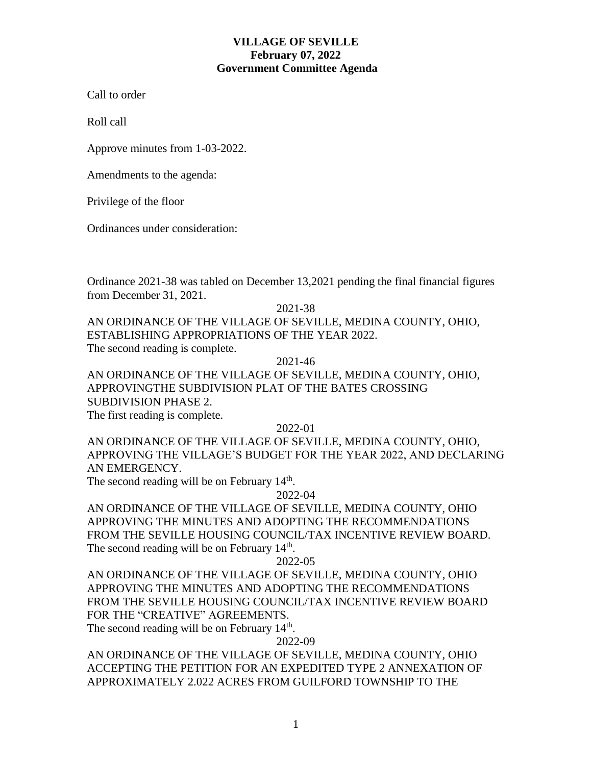**VILLAGE OF SEVILLE**
**February 07, 2022**
**Government Committee Agenda**

Call to order

Roll call

Approve minutes from 1-03-2022.

Amendments to the agenda:

Privilege of the floor

Ordinances under consideration:

Ordinance 2021-38 was tabled on December 13,2021 pending the final financial figures from December 31, 2021.

2021-38

AN ORDINANCE OF THE VILLAGE OF SEVILLE, MEDINA COUNTY, OHIO, ESTABLISHING APPROPRIATIONS OF THE YEAR 2022.

The second reading is complete.

2021-46

AN ORDINANCE OF THE VILLAGE OF SEVILLE, MEDINA COUNTY, OHIO, APPROVINGTHE SUBDIVISION PLAT OF THE BATES CROSSING SUBDIVISION PHASE 2.

The first reading is complete.

2022-01

AN ORDINANCE OF THE VILLAGE OF SEVILLE, MEDINA COUNTY, OHIO, APPROVING THE VILLAGE'S BUDGET FOR THE YEAR 2022, AND DECLARING AN EMERGENCY.

The second reading will be on February 14th.

2022-04

AN ORDINANCE OF THE VILLAGE OF SEVILLE, MEDINA COUNTY, OHIO APPROVING THE MINUTES AND ADOPTING THE RECOMMENDATIONS FROM THE SEVILLE HOUSING COUNCIL/TAX INCENTIVE REVIEW BOARD.

The second reading will be on February 14th.

2022-05

AN ORDINANCE OF THE VILLAGE OF SEVILLE, MEDINA COUNTY, OHIO APPROVING THE MINUTES AND ADOPTING THE RECOMMENDATIONS FROM THE SEVILLE HOUSING COUNCIL/TAX INCENTIVE REVIEW BOARD FOR THE "CREATIVE" AGREEMENTS.

The second reading will be on February 14th.

2022-09

AN ORDINANCE OF THE VILLAGE OF SEVILLE, MEDINA COUNTY, OHIO ACCEPTING THE PETITION FOR AN EXPEDITED TYPE 2 ANNEXATION OF APPROXIMATELY 2.022 ACRES FROM GUILFORD TOWNSHIP TO THE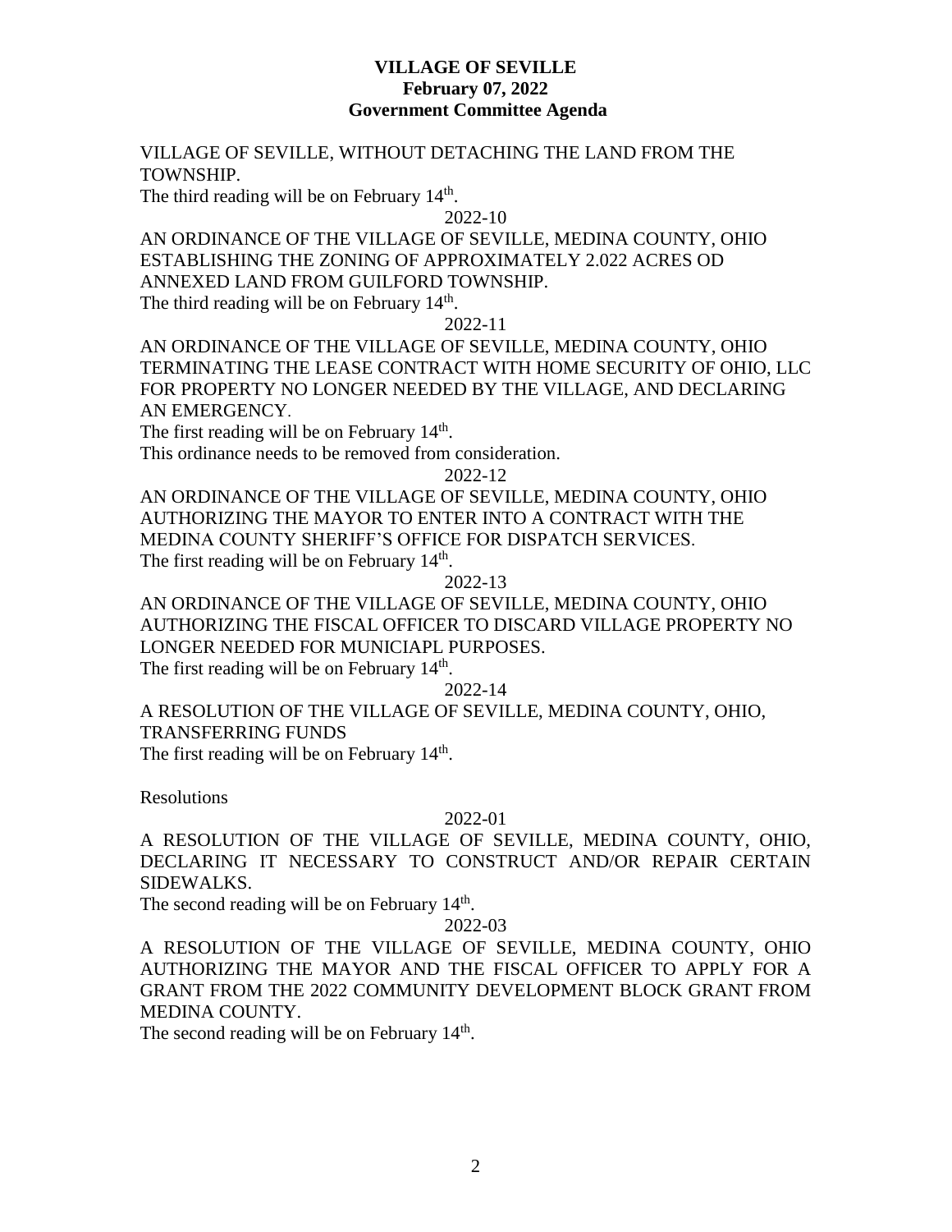VILLAGE OF SEVILLE, WITHOUT DETACHING THE LAND FROM THE TOWNSHIP.

The third reading will be on February 14th.

2022-10

AN ORDINANCE OF THE VILLAGE OF SEVILLE, MEDINA COUNTY, OHIO ESTABLISHING THE ZONING OF APPROXIMATELY 2.022 ACRES OD ANNEXED LAND FROM GUILFORD TOWNSHIP.

The third reading will be on February 14th.

2022-11

AN ORDINANCE OF THE VILLAGE OF SEVILLE, MEDINA COUNTY, OHIO TERMINATING THE LEASE CONTRACT WITH HOME SECURITY OF OHIO, LLC FOR PROPERTY NO LONGER NEEDED BY THE VILLAGE, AND DECLARING AN EMERGENCY.

The first reading will be on February 14th.

This ordinance needs to be removed from consideration.

2022-12

AN ORDINANCE OF THE VILLAGE OF SEVILLE, MEDINA COUNTY, OHIO AUTHORIZING THE MAYOR TO ENTER INTO A CONTRACT WITH THE MEDINA COUNTY SHERIFF'S OFFICE FOR DISPATCH SERVICES.

The first reading will be on February 14th.

2022-13

AN ORDINANCE OF THE VILLAGE OF SEVILLE, MEDINA COUNTY, OHIO AUTHORIZING THE FISCAL OFFICER TO DISCARD VILLAGE PROPERTY NO LONGER NEEDED FOR MUNICIAPL PURPOSES.

The first reading will be on February 14th.

2022-14

A RESOLUTION OF THE VILLAGE OF SEVILLE, MEDINA COUNTY, OHIO, TRANSFERRING FUNDS

The first reading will be on February 14th.

Resolutions

2022-01

A RESOLUTION OF THE VILLAGE OF SEVILLE, MEDINA COUNTY, OHIO, DECLARING IT NECESSARY TO CONSTRUCT AND/OR REPAIR CERTAIN SIDEWALKS.

The second reading will be on February 14th.

2022-03

A RESOLUTION OF THE VILLAGE OF SEVILLE, MEDINA COUNTY, OHIO AUTHORIZING THE MAYOR AND THE FISCAL OFFICER TO APPLY FOR A GRANT FROM THE 2022 COMMUNITY DEVELOPMENT BLOCK GRANT FROM MEDINA COUNTY.

The second reading will be on February 14th.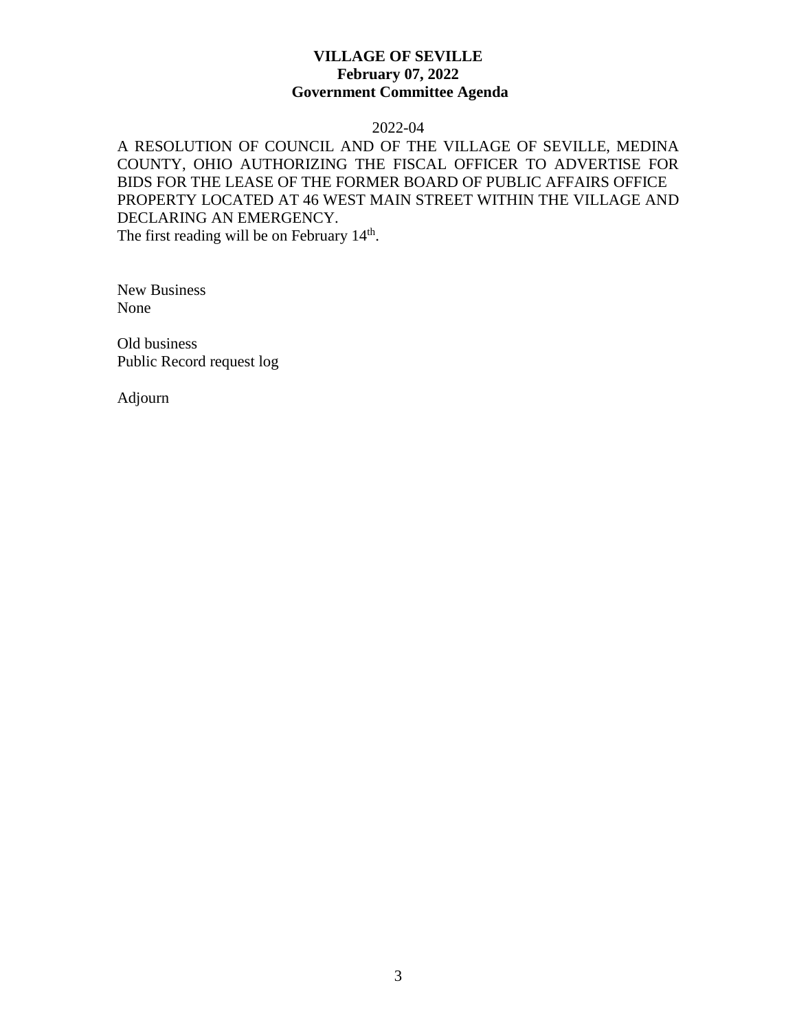**VILLAGE OF SEVILLE**
**February 07, 2022**
**Government Committee Agenda**

2022-04

A RESOLUTION OF COUNCIL AND OF THE VILLAGE OF SEVILLE, MEDINA COUNTY, OHIO AUTHORIZING THE FISCAL OFFICER TO ADVERTISE FOR BIDS FOR THE LEASE OF THE FORMER BOARD OF PUBLIC AFFAIRS OFFICE PROPERTY LOCATED AT 46 WEST MAIN STREET WITHIN THE VILLAGE AND DECLARING AN EMERGENCY.
The first reading will be on February 14th.

New Business
None

Old business
Public Record request log

Adjourn